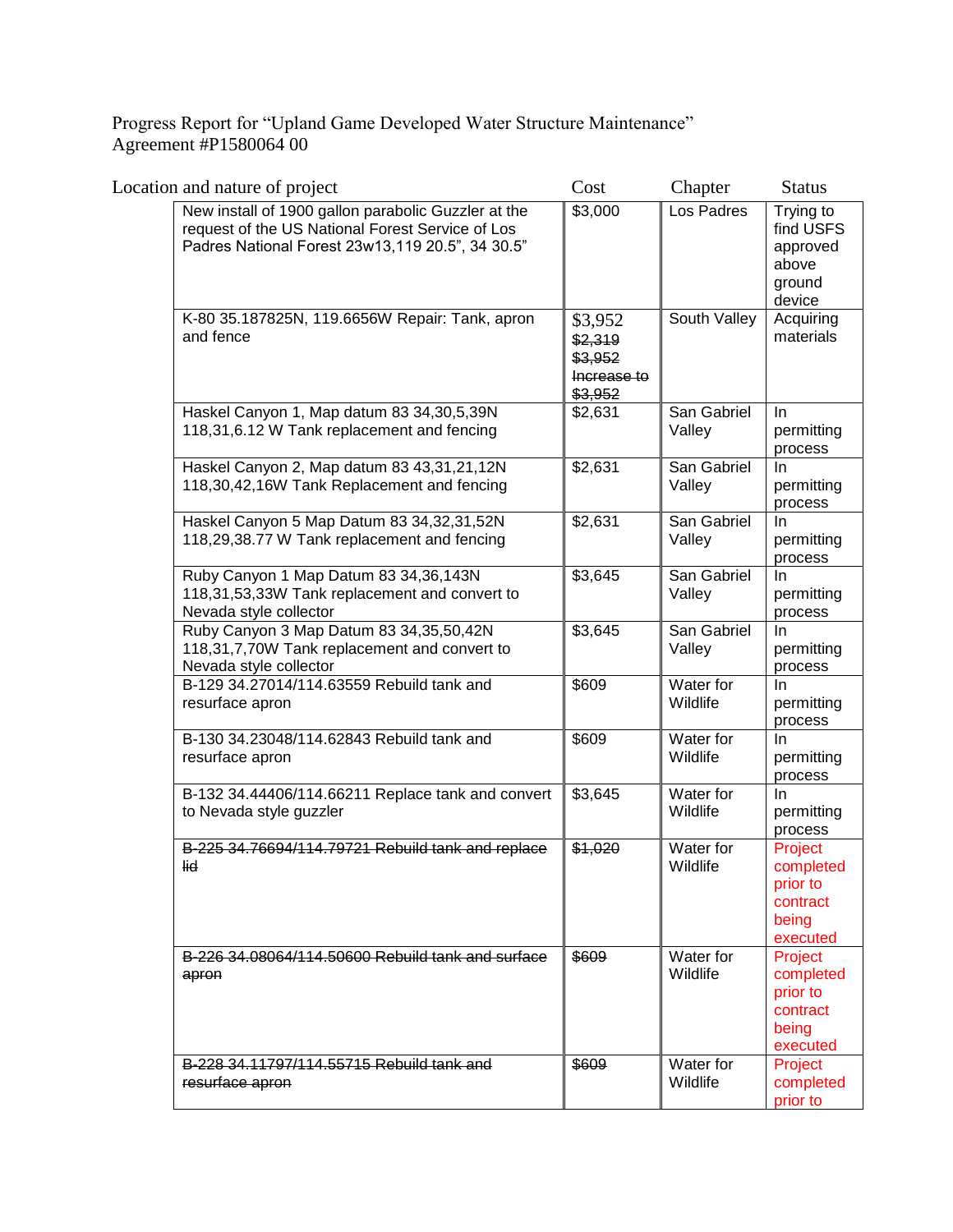Progress Report for "Upland Game Developed Water Structure Maintenance"
Agreement #P1580064 00

| Location and nature of project | Cost | Chapter | Status |
|---|---|---|---|
| New install of 1900 gallon parabolic Guzzler at the request of the US National Forest Service of Los Padres National Forest 23w13,119 20.5", 34 30.5" | $3,000 | Los Padres | Trying to find USFS approved above ground device |
| K-80 35.187825N, 119.6656W Repair: Tank, apron and fence | $3,952 ~~$2,319~~ ~~$3,952~~ ~~Increase to $3,952~~ | South Valley | Acquiring materials |
| Haskel Canyon 1, Map datum 83 34,30,5,39N 118,31,6.12 W Tank replacement and fencing | $2,631 | San Gabriel Valley | In permitting process |
| Haskel Canyon 2, Map datum 83 43,31,21,12N 118,30,42,16W Tank Replacement and fencing | $2,631 | San Gabriel Valley | In permitting process |
| Haskel Canyon 5 Map Datum 83 34,32,31,52N 118,29,38.77 W Tank replacement and fencing | $2,631 | San Gabriel Valley | In permitting process |
| Ruby Canyon 1 Map Datum 83 34,36,143N 118,31,53,33W Tank replacement and convert to Nevada style collector | $3,645 | San Gabriel Valley | In permitting process |
| Ruby Canyon 3 Map Datum 83 34,35,50,42N 118,31,7,70W Tank replacement and convert to Nevada style collector | $3,645 | San Gabriel Valley | In permitting process |
| B-129 34.27014/114.63559 Rebuild tank and resurface apron | $609 | Water for Wildlife | In permitting process |
| B-130 34.23048/114.62843 Rebuild tank and resurface apron | $609 | Water for Wildlife | In permitting process |
| B-132 34.44406/114.66211 Replace tank and convert to Nevada style guzzler | $3,645 | Water for Wildlife | In permitting process |
| ~~B-225 34.76694/114.79721 Rebuild tank and replace lid~~ | ~~$1,020~~ | Water for Wildlife | Project completed prior to contract being executed |
| ~~B-226 34.08064/114.50600 Rebuild tank and surface apron~~ | ~~$609~~ | Water for Wildlife | Project completed prior to contract being executed |
| ~~B-228 34.11797/114.55715 Rebuild tank and resurface apron~~ | ~~$609~~ | Water for Wildlife | Project completed prior to |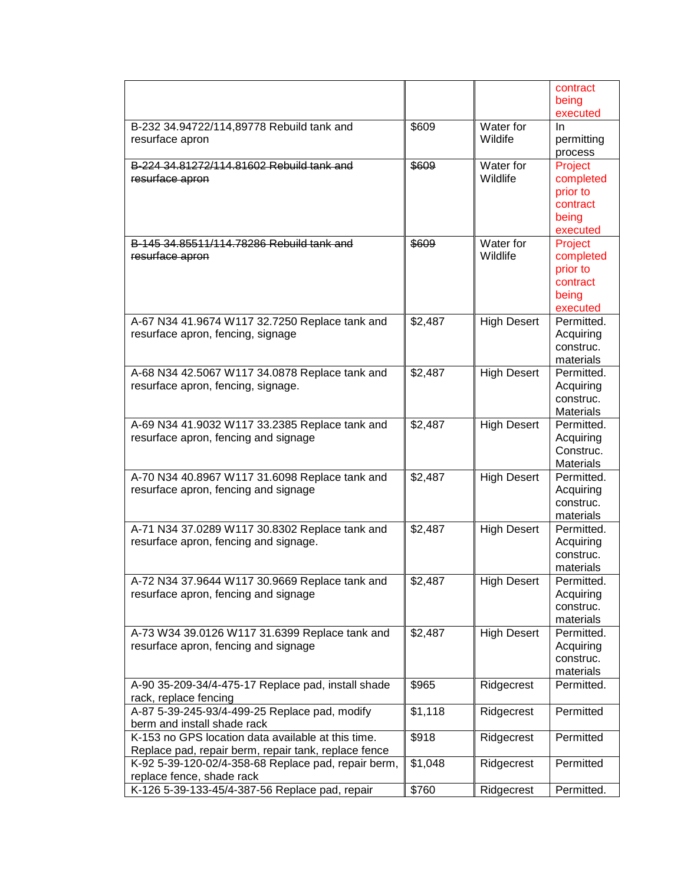| | | | contract being executed |
|---|---|---|---|
| B-232 34.94722/114,89778 Rebuild tank and resurface apron | $609 | Water for Wildife | In permitting process |
| ~~B-224 34.81272/114.81602 Rebuild tank and resurface apron~~ | ~~$609~~ | Water for Wildife | Project completed prior to contract being executed |
| ~~B-145 34.85511/114.78286 Rebuild tank and resurface apron~~ | ~~$609~~ | Water for Wildlife | Project completed prior to contract being executed |
| A-67 N34 41.9674 W117 32.7250 Replace tank and resurface apron, fencing, signage | $2,487 | High Desert | Permitted. Acquiring construc. materials |
| A-68 N34 42.5067 W117 34.0878 Replace tank and resurface apron, fencing, signage. | $2,487 | High Desert | Permitted. Acquiring construc. Materials |
| A-69 N34 41.9032 W117 33.2385 Replace tank and resurface apron, fencing and signage | $2,487 | High Desert | Permitted. Acquiring Construc. Materials |
| A-70 N34 40.8967 W117 31.6098 Replace tank and resurface apron, fencing and signage | $2,487 | High Desert | Permitted. Acquiring construc. materials |
| A-71 N34 37.0289 W117 30.8302 Replace tank and resurface apron, fencing and signage. | $2,487 | High Desert | Permitted. Acquiring construc. materials |
| A-72 N34 37.9644 W117 30.9669 Replace tank and resurface apron, fencing and signage | $2,487 | High Desert | Permitted. Acquiring construc. materials |
| A-73 W34 39.0126 W117 31.6399 Replace tank and resurface apron, fencing and signage | $2,487 | High Desert | Permitted. Acquiring construc. materials |
| A-90 35-209-34/4-475-17 Replace pad, install shade rack, replace fencing | $965 | Ridgecrest | Permitted. |
| A-87 5-39-245-93/4-499-25 Replace pad, modify berm and install shade rack | $1,118 | Ridgecrest | Permitted |
| K-153 no GPS location data available at this time. Replace pad, repair berm, repair tank, replace fence | $918 | Ridgecrest | Permitted |
| K-92 5-39-120-02/4-358-68 Replace pad, repair berm, replace fence, shade rack | $1,048 | Ridgecrest | Permitted |
| K-126 5-39-133-45/4-387-56 Replace pad, repair | $760 | Ridgecrest | Permitted. |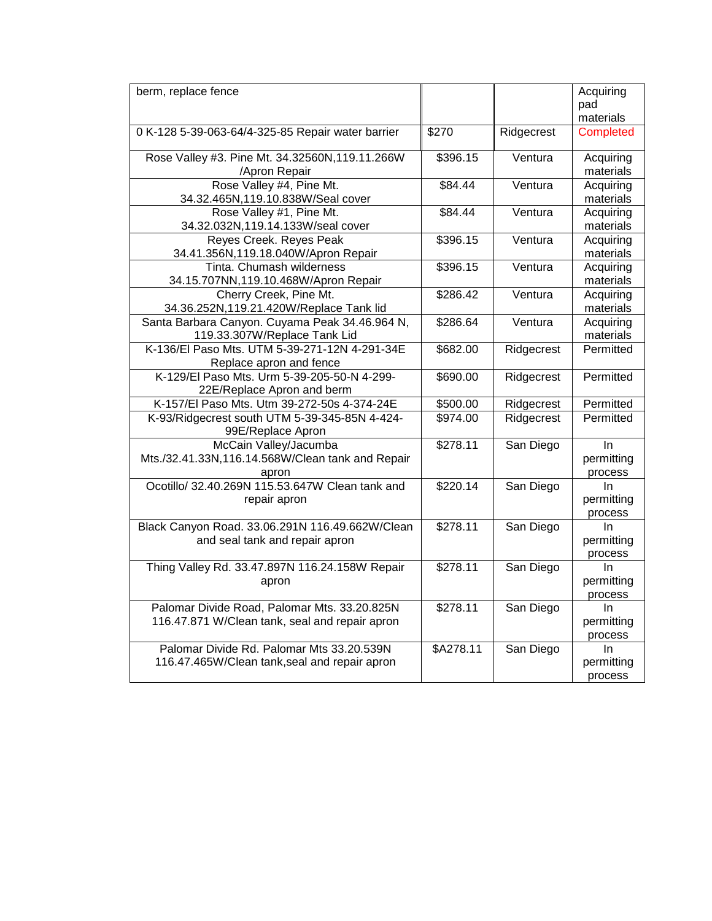| | | | |
|---|---|---|---|
| berm, replace fence | | | Acquiring pad materials |
| 0 K-128 5-39-063-64/4-325-85 Repair water barrier | $270 | Ridgecrest | Completed |
| Rose Valley #3. Pine Mt. 34.32560N,119.11.266W /Apron Repair | $396.15 | Ventura | Acquiring materials |
| Rose Valley #4, Pine Mt. 34.32.465N,119.10.838W/Seal cover | $84.44 | Ventura | Acquiring materials |
| Rose Valley #1, Pine Mt. 34.32.032N,119.14.133W/seal cover | $84.44 | Ventura | Acquiring materials |
| Reyes Creek. Reyes Peak 34.41.356N,119.18.040W/Apron Repair | $396.15 | Ventura | Acquiring materials |
| Tinta. Chumash wilderness 34.15.707NN,119.10.468W/Apron Repair | $396.15 | Ventura | Acquiring materials |
| Cherry Creek, Pine Mt. 34.36.252N,119.21.420W/Replace Tank lid | $286.42 | Ventura | Acquiring materials |
| Santa Barbara Canyon. Cuyama Peak 34.46.964 N, 119.33.307W/Replace Tank Lid | $286.64 | Ventura | Acquiring materials |
| K-136/El Paso Mts. UTM 5-39-271-12N 4-291-34E Replace apron and fence | $682.00 | Ridgecrest | Permitted |
| K-129/El Paso Mts. Urm 5-39-205-50-N 4-299-22E/Replace Apron and berm | $690.00 | Ridgecrest | Permitted |
| K-157/El Paso Mts. Utm 39-272-50s 4-374-24E | $500.00 | Ridgecrest | Permitted |
| K-93/Ridgecrest south UTM 5-39-345-85N 4-424-99E/Replace Apron | $974.00 | Ridgecrest | Permitted |
| McCain Valley/Jacumba Mts./32.41.33N,116.14.568W/Clean tank and Repair apron | $278.11 | San Diego | In permitting process |
| Ocotillo/ 32.40.269N 115.53.647W Clean tank and repair apron | $220.14 | San Diego | In permitting process |
| Black Canyon Road. 33.06.291N 116.49.662W/Clean and seal tank and repair apron | $278.11 | San Diego | In permitting process |
| Thing Valley Rd. 33.47.897N 116.24.158W Repair apron | $278.11 | San Diego | In permitting process |
| Palomar Divide Road, Palomar Mts. 33.20.825N 116.47.871 W/Clean tank, seal and repair apron | $278.11 | San Diego | In permitting process |
| Palomar Divide Rd. Palomar Mts 33.20.539N 116.47.465W/Clean tank,seal and repair apron | $A278.11 | San Diego | In permitting process |